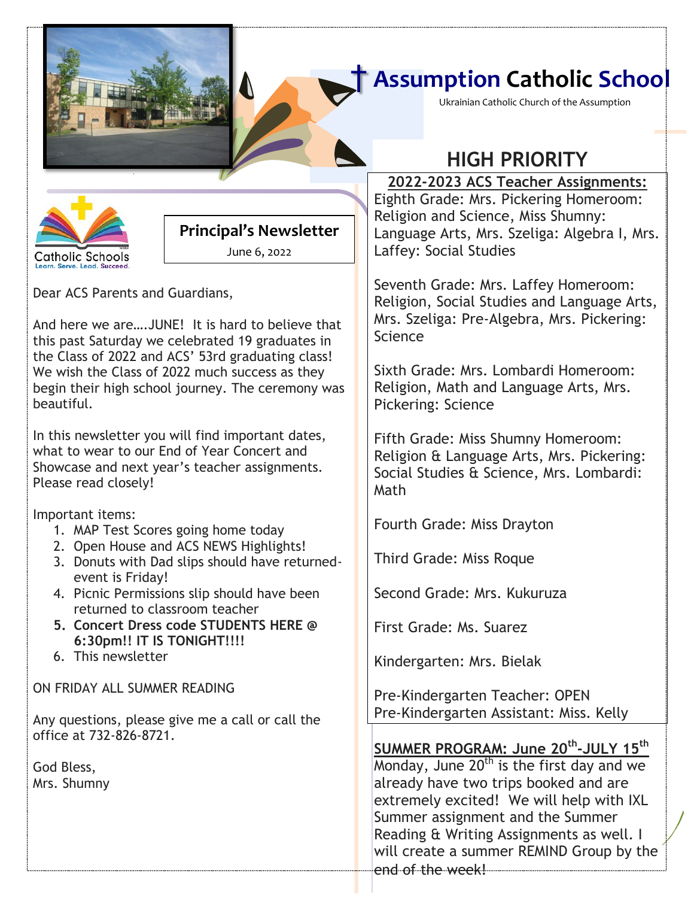# Assumption Catholic School

Ukrainian Catholic Church of the Assumption

Catholic Schools
Learn. Serve. Lead. Succeed.

## Principal's Newsletter

June 6, 2022

Dear ACS Parents and Guardians,

And here we are….JUNE! It is hard to believe that this past Saturday we celebrated 19 graduates in the Class of 2022 and ACS' 53rd graduating class! We wish the Class of 2022 much success as they begin their high school journey. The ceremony was beautiful.

In this newsletter you will find important dates, what to wear to our End of Year Concert and Showcase and next year's teacher assignments. Please read closely!

Important items:

1. MAP Test Scores going home today
2. Open House and ACS NEWS Highlights!
3. Donuts with Dad slips should have returned-event is Friday!
4. Picnic Permissions slip should have been returned to classroom teacher
5. **Concert Dress code STUDENTS HERE @ 6:30pm!! IT IS TONIGHT!!!!**
6. This newsletter

ON FRIDAY ALL SUMMER READING

Any questions, please give me a call or call the office at 732-826-8721.

God Bless,
Mrs. Shumny

## HIGH PRIORITY

**2022-2023 ACS Teacher Assignments:**

Eighth Grade: Mrs. Pickering Homeroom: Religion and Science, Miss Shumny: Language Arts, Mrs. Szeliga: Algebra I, Mrs. Laffey: Social Studies

Seventh Grade: Mrs. Laffey Homeroom: Religion, Social Studies and Language Arts, Mrs. Szeliga: Pre-Algebra, Mrs. Pickering: Science

Sixth Grade: Mrs. Lombardi Homeroom: Religion, Math and Language Arts, Mrs. Pickering: Science

Fifth Grade: Miss Shumny Homeroom: Religion & Language Arts, Mrs. Pickering: Social Studies & Science, Mrs. Lombardi: Math

Fourth Grade: Miss Drayton

Third Grade: Miss Roque

Second Grade: Mrs. Kukuruza

First Grade: Ms. Suarez

Kindergarten: Mrs. Bielak

Pre-Kindergarten Teacher: OPEN
Pre-Kindergarten Assistant: Miss. Kelly

**SUMMER PROGRAM: June 20th-JULY 15th**

Monday, June 20th is the first day and we already have two trips booked and are extremely excited! We will help with IXL Summer assignment and the Summer Reading & Writing Assignments as well. I will create a summer REMIND Group by the end of the week!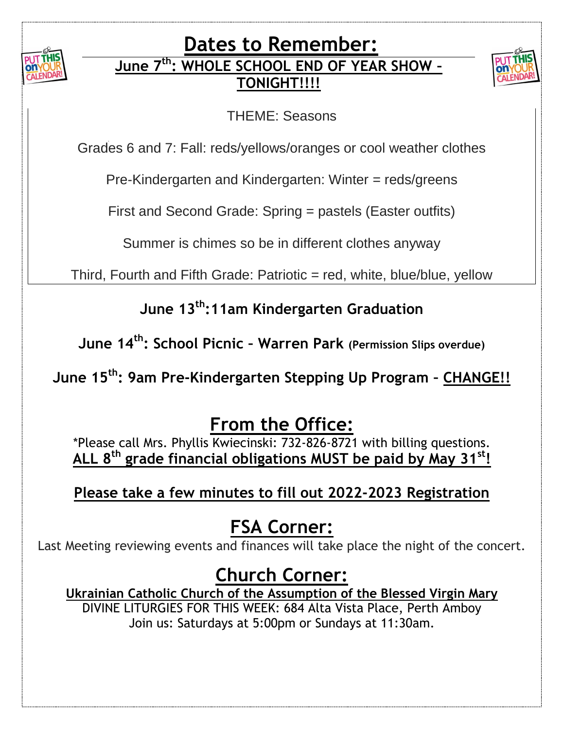# Dates to Remember:

## June 7th: WHOLE SCHOOL END OF YEAR SHOW – TONIGHT!!!!

THEME: Seasons

Grades 6 and 7: Fall: reds/yellows/oranges or cool weather clothes

Pre-Kindergarten and Kindergarten: Winter = reds/greens

First and Second Grade: Spring = pastels (Easter outfits)

Summer is chimes so be in different clothes anyway

Third, Fourth and Fifth Grade: Patriotic = red, white, blue/blue, yellow

**June 13th:11am Kindergarten Graduation**

**June 14th: School Picnic – Warren Park (Permission Slips overdue)**

**June 15th: 9am Pre-Kindergarten Stepping Up Program – CHANGE!!**

# From the Office:

*Please call Mrs. Phyllis Kwiecinski: 732-826-8721 with billing questions.

**ALL 8th grade financial obligations MUST be paid by May 31st!**

**Please take a few minutes to fill out 2022-2023 Registration**

# FSA Corner:

Last Meeting reviewing events and finances will take place the night of the concert.

# Church Corner:

**Ukrainian Catholic Church of the Assumption of the Blessed Virgin Mary**

DIVINE LITURGIES FOR THIS WEEK: 684 Alta Vista Place, Perth Amboy

Join us: Saturdays at 5:00pm or Sundays at 11:30am.